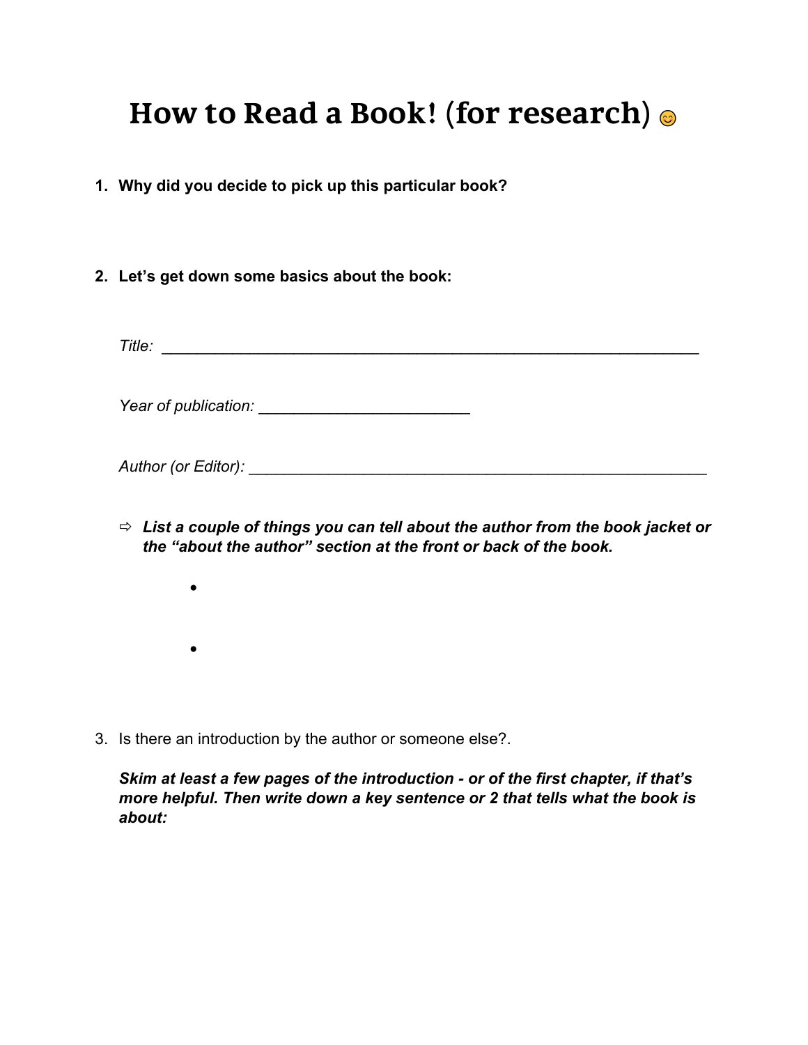# How to Read a Book! (for research) 😊

1. **Why did you decide to pick up this particular book?**

2. **Let's get down some basics about the book:**

   *Title:* ____________________________________________________________

   *Year of publication:* ________________________

   *Author (or Editor):* _____________________________________________________

   ⇨ ***List a couple of things you can tell about the author from the book jacket or the "about the author" section at the front or back of the book.***

   - 
   - 

3. Is there an introduction by the author or someone else?.

   ***Skim at least a few pages of the introduction - or of the first chapter, if that's more helpful. Then write down a key sentence or 2 that tells what the book is about:***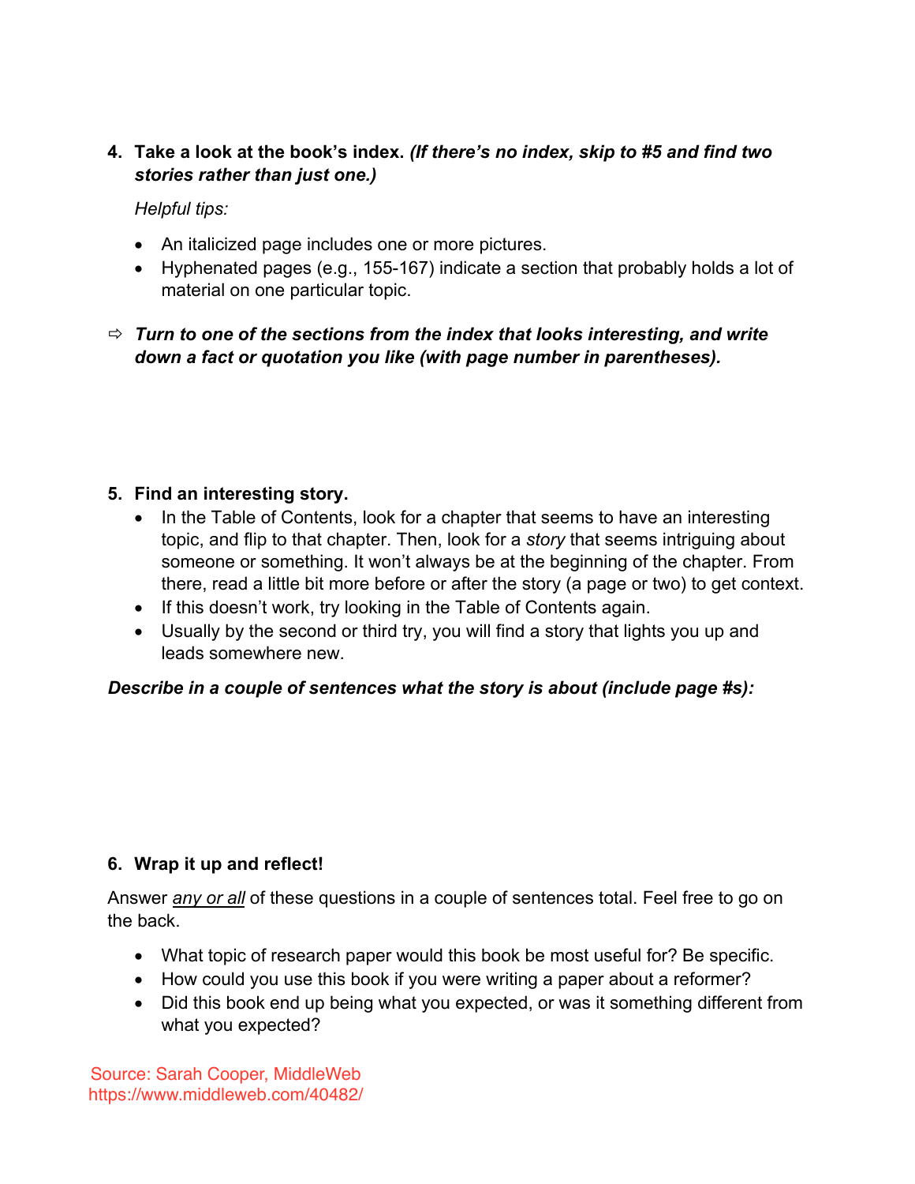4. **Take a look at the book's index.** ***(If there's no index, skip to #5 and find two stories rather than just one.)***

   *Helpful tips:*

   - An italicized page includes one or more pictures.
   - Hyphenated pages (e.g., 155-167) indicate a section that probably holds a lot of material on one particular topic.

⇨ ***Turn to one of the sections from the index that looks interesting, and write down a fact or quotation you like (with page number in parentheses).***

5. **Find an interesting story.**
   - In the Table of Contents, look for a chapter that seems to have an interesting topic, and flip to that chapter. Then, look for a *story* that seems intriguing about someone or something. It won't always be at the beginning of the chapter. From there, read a little bit more before or after the story (a page or two) to get context.
   - If this doesn't work, try looking in the Table of Contents again.
   - Usually by the second or third try, you will find a story that lights you up and leads somewhere new.

***Describe in a couple of sentences what the story is about (include page #s):***

6. **Wrap it up and reflect!**

Answer <u>*any or all*</u> of these questions in a couple of sentences total. Feel free to go on the back.

- What topic of research paper would this book be most useful for? Be specific.
- How could you use this book if you were writing a paper about a reformer?
- Did this book end up being what you expected, or was it something different from what you expected?

Source: Sarah Cooper, MiddleWeb
https://www.middleweb.com/40482/